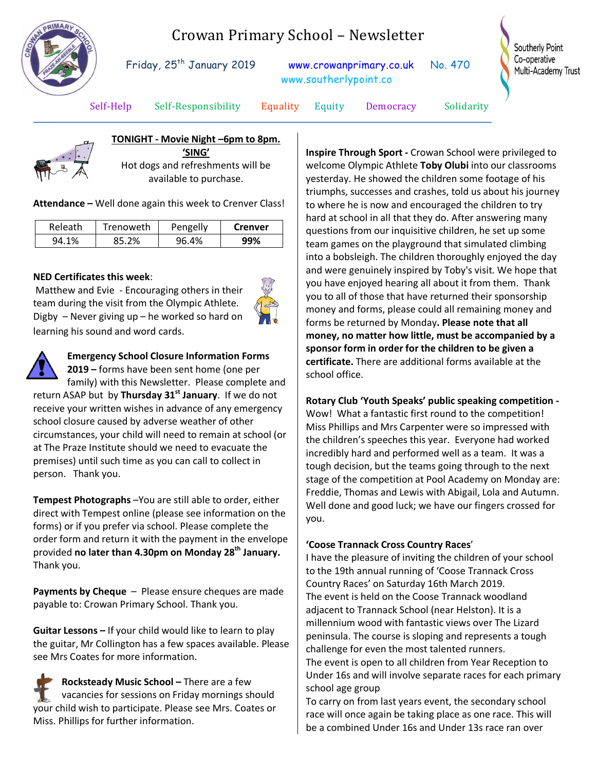# Crowan Primary School – Newsletter

Friday, 25th January 2019 www.crowanprimary.co.uk No. 470
www.southerlypoint.co

Southerly Point Co-operative Multi-Academy Trust

Self-Help Self-Responsibility Equality Equity Democracy Solidarity

**TONIGHT - Movie Night –6pm to 8pm. 'SING'**
Hot dogs and refreshments will be available to purchase.

**Attendance –** Well done again this week to Crenver Class!

| Releath | Trenoweth | Pengelly | **Crenver** |
|---|---|---|---|
| 94.1% | 85.2% | 96.4% | **99%** |

**NED Certificates this week**:
Matthew and Evie - Encouraging others in their team during the visit from the Olympic Athlete.
Digby – Never giving up – he worked so hard on learning his sound and word cards.

**Emergency School Closure Information Forms 2019 –** forms have been sent home (one per family) with this Newsletter. Please complete and return ASAP but by **Thursday 31st January**. If we do not receive your written wishes in advance of any emergency school closure caused by adverse weather of other circumstances, your child will need to remain at school (or at The Praze Institute should we need to evacuate the premises) until such time as you can call to collect in person. Thank you.

**Tempest Photographs** –You are still able to order, either direct with Tempest online (please see information on the forms) or if you prefer via school. Please complete the order form and return it with the payment in the envelope provided **no later than 4.30pm on Monday 28th January.** Thank you.

**Payments by Cheque** – Please ensure cheques are made payable to: Crowan Primary School. Thank you.

**Guitar Lessons –** If your child would like to learn to play the guitar, Mr Collington has a few spaces available. Please see Mrs Coates for more information.

**Rocksteady Music School –** There are a few vacancies for sessions on Friday mornings should your child wish to participate. Please see Mrs. Coates or Miss. Phillips for further information.

**Inspire Through Sport -** Crowan School were privileged to welcome Olympic Athlete **Toby Olubi** into our classrooms yesterday. He showed the children some footage of his triumphs, successes and crashes, told us about his journey to where he is now and encouraged the children to try hard at school in all that they do. After answering many questions from our inquisitive children, he set up some team games on the playground that simulated climbing into a bobsleigh. The children thoroughly enjoyed the day and were genuinely inspired by Toby's visit. We hope that you have enjoyed hearing all about it from them. Thank you to all of those that have returned their sponsorship money and forms, please could all remaining money and forms be returned by Monday**. Please note that all money, no matter how little, must be accompanied by a sponsor form in order for the children to be given a certificate.** There are additional forms available at the school office.

**Rotary Club 'Youth Speaks' public speaking competition -** Wow! What a fantastic first round to the competition! Miss Phillips and Mrs Carpenter were so impressed with the children's speeches this year. Everyone had worked incredibly hard and performed well as a team. It was a tough decision, but the teams going through to the next stage of the competition at Pool Academy on Monday are: Freddie, Thomas and Lewis with Abigail, Lola and Autumn. Well done and good luck; we have our fingers crossed for you.

**'Coose Trannack Cross Country Races**'
I have the pleasure of inviting the children of your school to the 19th annual running of 'Coose Trannack Cross Country Races' on Saturday 16th March 2019.
The event is held on the Coose Trannack woodland adjacent to Trannack School (near Helston). It is a millennium wood with fantastic views over The Lizard peninsula. The course is sloping and represents a tough challenge for even the most talented runners.
The event is open to all children from Year Reception to Under 16s and will involve separate races for each primary school age group
To carry on from last years event, the secondary school race will once again be taking place as one race. This will be a combined Under 16s and Under 13s race ran over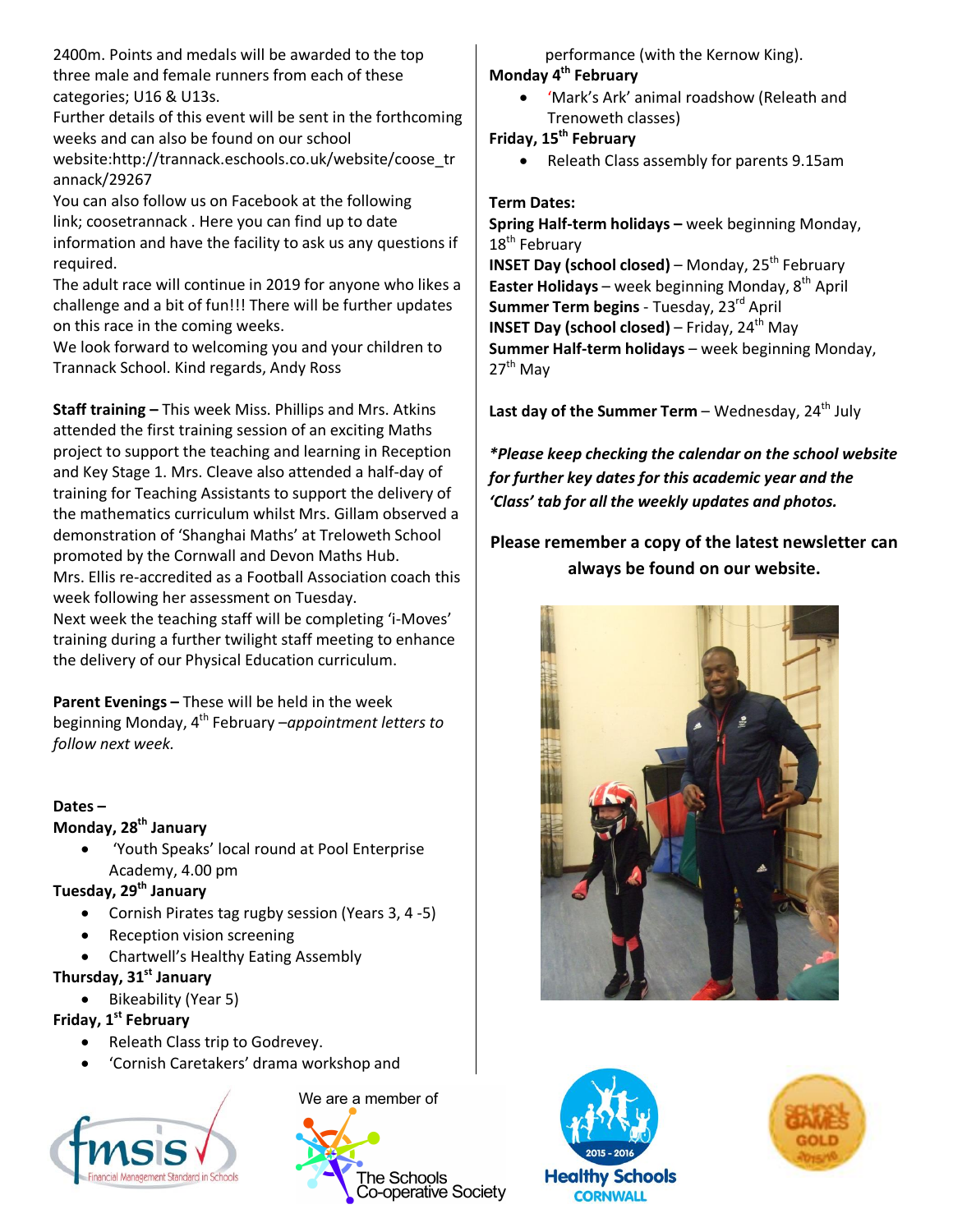2400m. Points and medals will be awarded to the top three male and female runners from each of these categories; U16 & U13s.

Further details of this event will be sent in the forthcoming weeks and can also be found on our school website:http://trannack.eschools.co.uk/website/coose_trannack/29267

You can also follow us on Facebook at the following link; coosetrannack . Here you can find up to date information and have the facility to ask us any questions if required.

The adult race will continue in 2019 for anyone who likes a challenge and a bit of fun!!! There will be further updates on this race in the coming weeks.

We look forward to welcoming you and your children to Trannack School. Kind regards, Andy Ross

**Staff training –** This week Miss. Phillips and Mrs. Atkins attended the first training session of an exciting Maths project to support the teaching and learning in Reception and Key Stage 1. Mrs. Cleave also attended a half-day of training for Teaching Assistants to support the delivery of the mathematics curriculum whilst Mrs. Gillam observed a demonstration of 'Shanghai Maths' at Treloweth School promoted by the Cornwall and Devon Maths Hub.

Mrs. Ellis re-accredited as a Football Association coach this week following her assessment on Tuesday.

Next week the teaching staff will be completing 'i-Moves' training during a further twilight staff meeting to enhance the delivery of our Physical Education curriculum.

**Parent Evenings –** These will be held in the week beginning Monday, 4th February –*appointment letters to follow next week.*

**Dates –**

**Monday, 28th January**

- 'Youth Speaks' local round at Pool Enterprise Academy, 4.00 pm

**Tuesday, 29th January**

- Cornish Pirates tag rugby session (Years 3, 4 -5)
- Reception vision screening
- Chartwell's Healthy Eating Assembly

**Thursday, 31st January**

- Bikeability (Year 5)

**Friday, 1st February**

- Releath Class trip to Godrevey.
- 'Cornish Caretakers' drama workshop and performance (with the Kernow King).

**Monday 4th February**

- 'Mark's Ark' animal roadshow (Releath and Trenoweth classes)

**Friday, 15th February**

- Releath Class assembly for parents 9.15am

**Term Dates:**

**Spring Half-term holidays –** week beginning Monday, 18th February
**INSET Day (school closed)** – Monday, 25th February
**Easter Holidays** – week beginning Monday, 8th April
**Summer Term begins** - Tuesday, 23rd April
**INSET Day (school closed)** – Friday, 24th May
**Summer Half-term holidays** – week beginning Monday, 27th May

**Last day of the Summer Term** – Wednesday, 24th July

***\*Please keep checking the calendar on the school website for further key dates for this academic year and the 'Class' tab for all the weekly updates and photos.***

**Please remember a copy of the latest newsletter can always be found on our website.**

We are a member of

The Schools Co-operative Society

fmsis Financial Management Standard in Schools

2015 - 2016 Healthy Schools CORNWALL

School Games Gold 2015/16